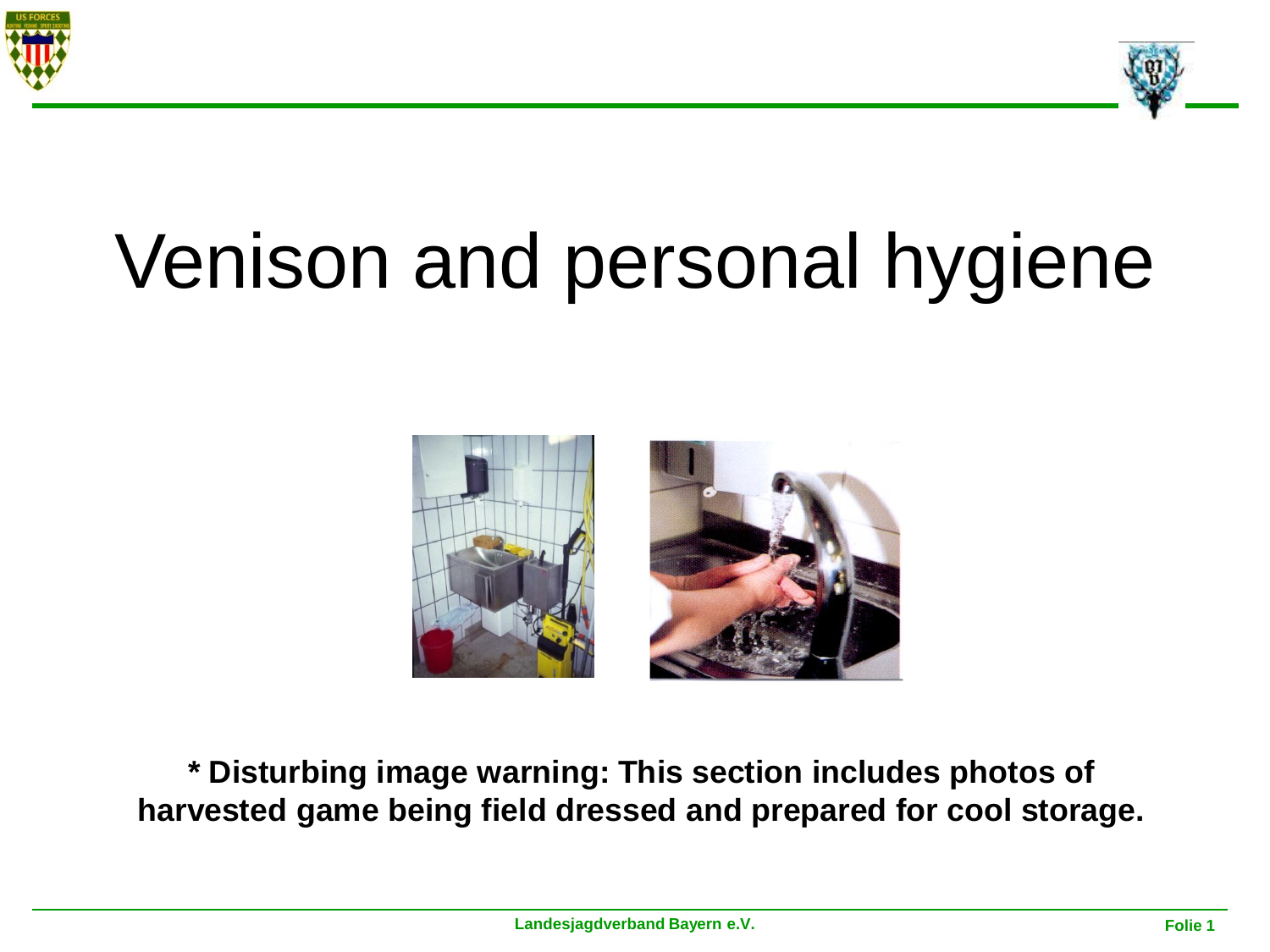# Venison and personal hygiene

**\* Disturbing image warning: This section includes photos of harvested game being field dressed and prepared for cool storage.**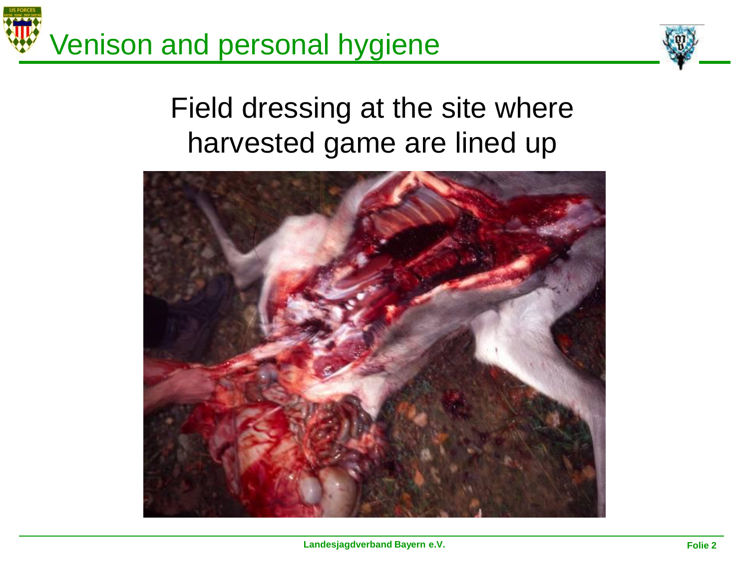# Venison and personal hygiene

## Field dressing at the site where harvested game are lined up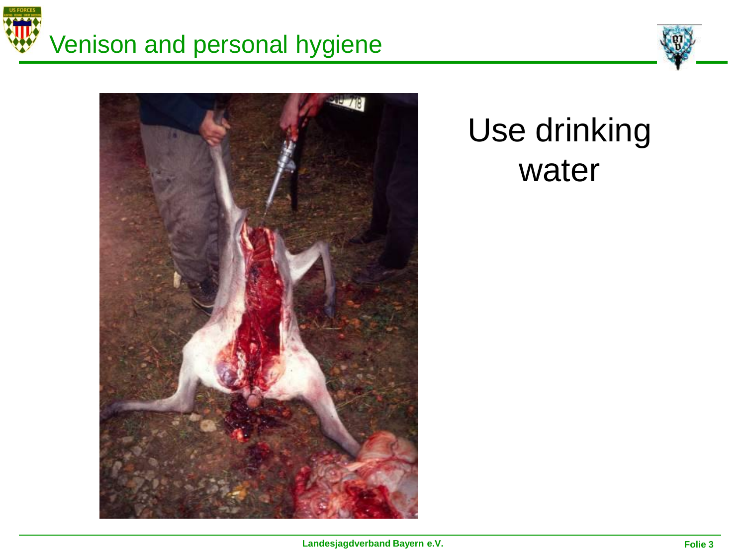# Venison and personal hygiene

Use drinking water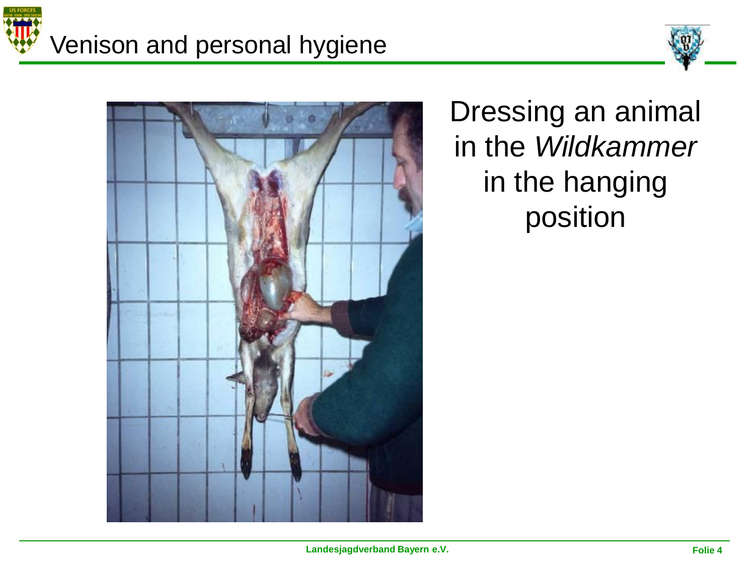# Venison and personal hygiene

Dressing an animal in the *Wildkammer* in the hanging position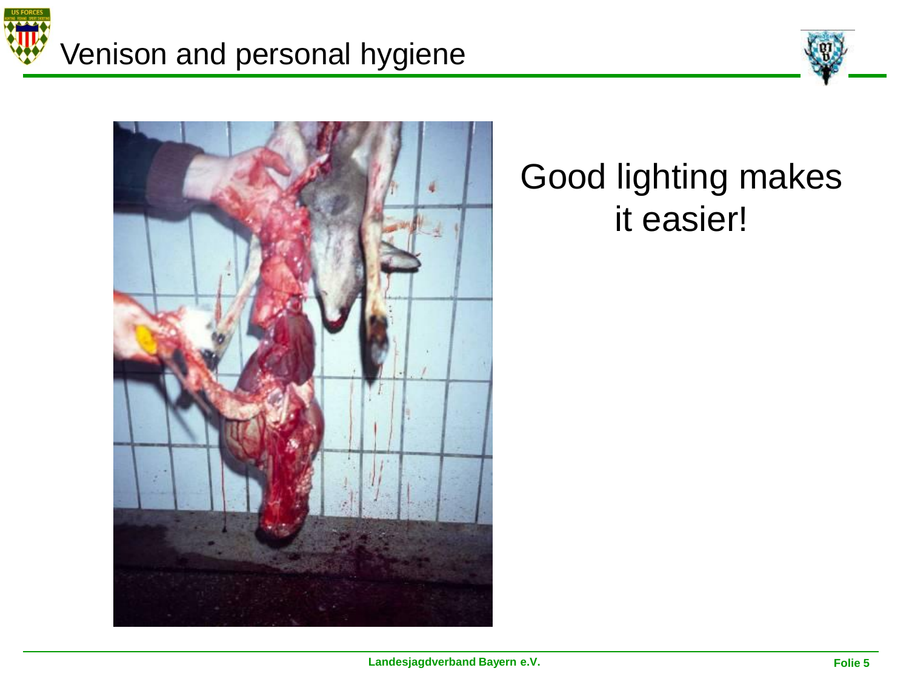# Venison and personal hygiene

Good lighting makes it easier!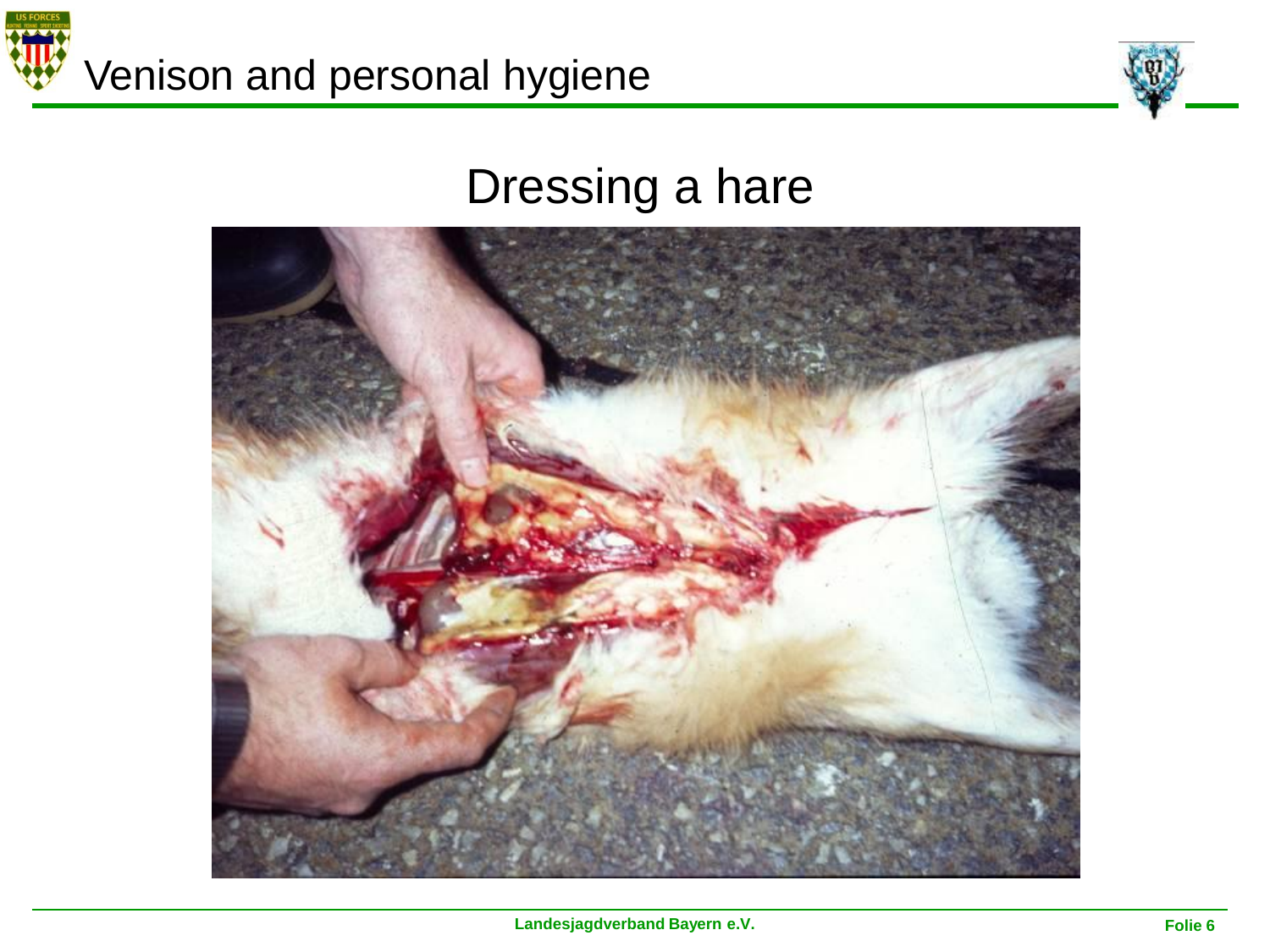# Venison and personal hygiene

## Dressing a hare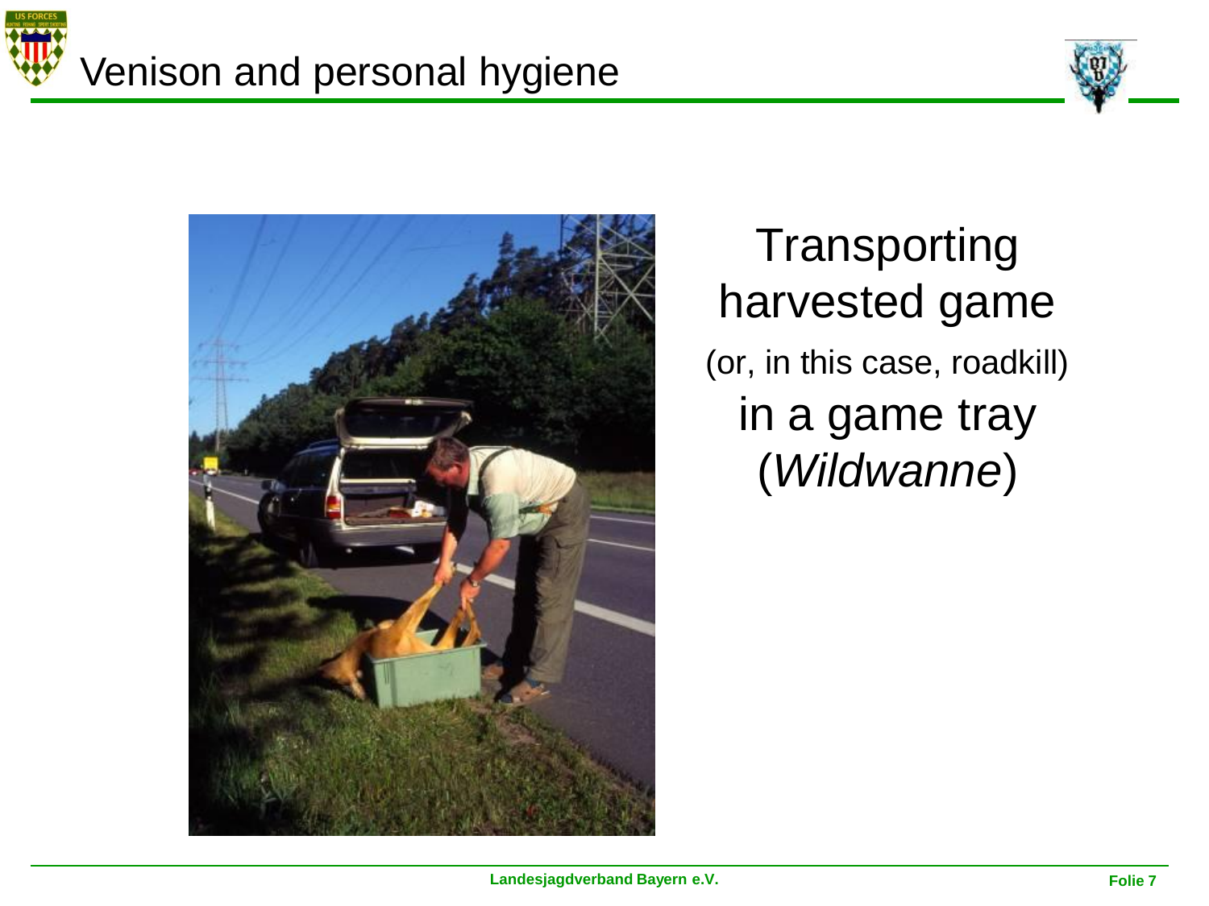# Venison and personal hygiene

Transporting harvested game

(or, in this case, roadkill)

in a game tray (*Wildwanne*)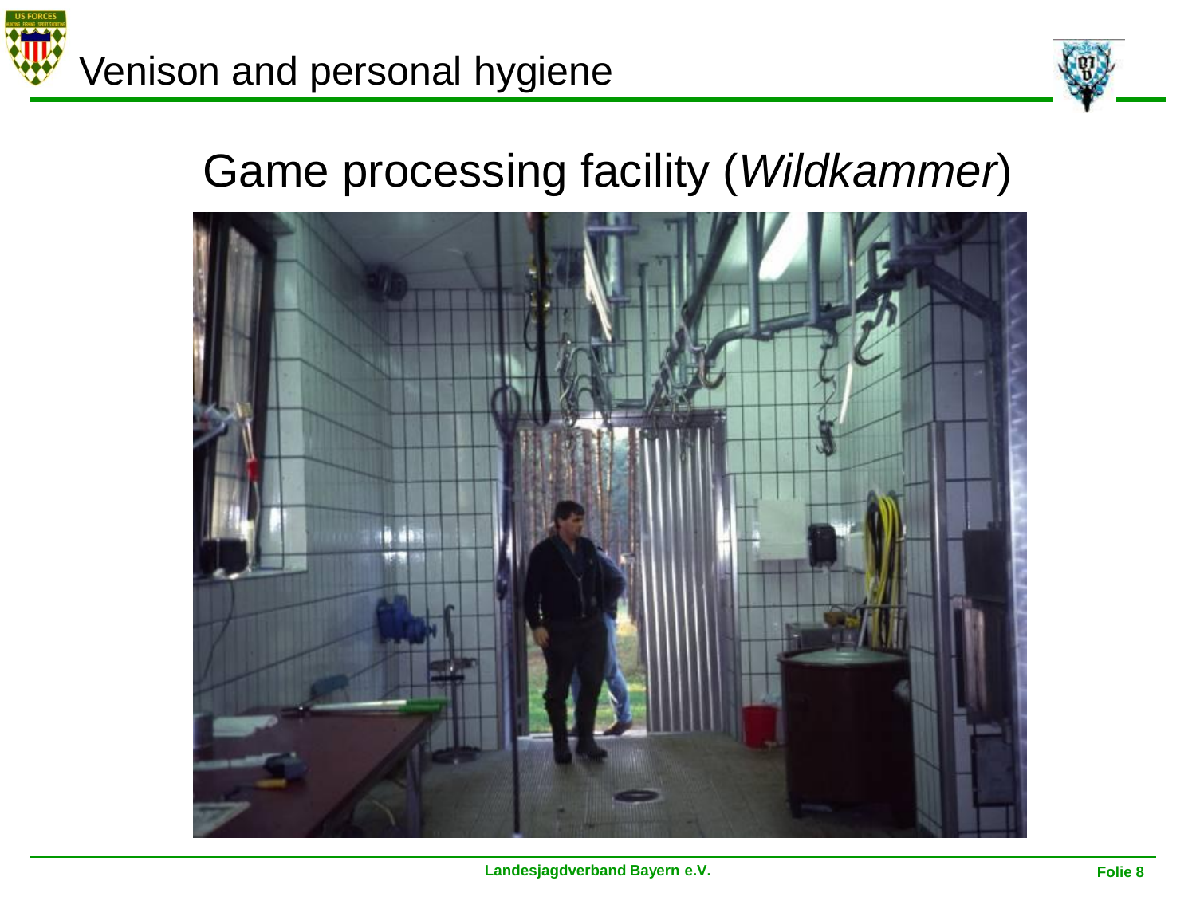# Venison and personal hygiene

## Game processing facility (*Wildkammer*)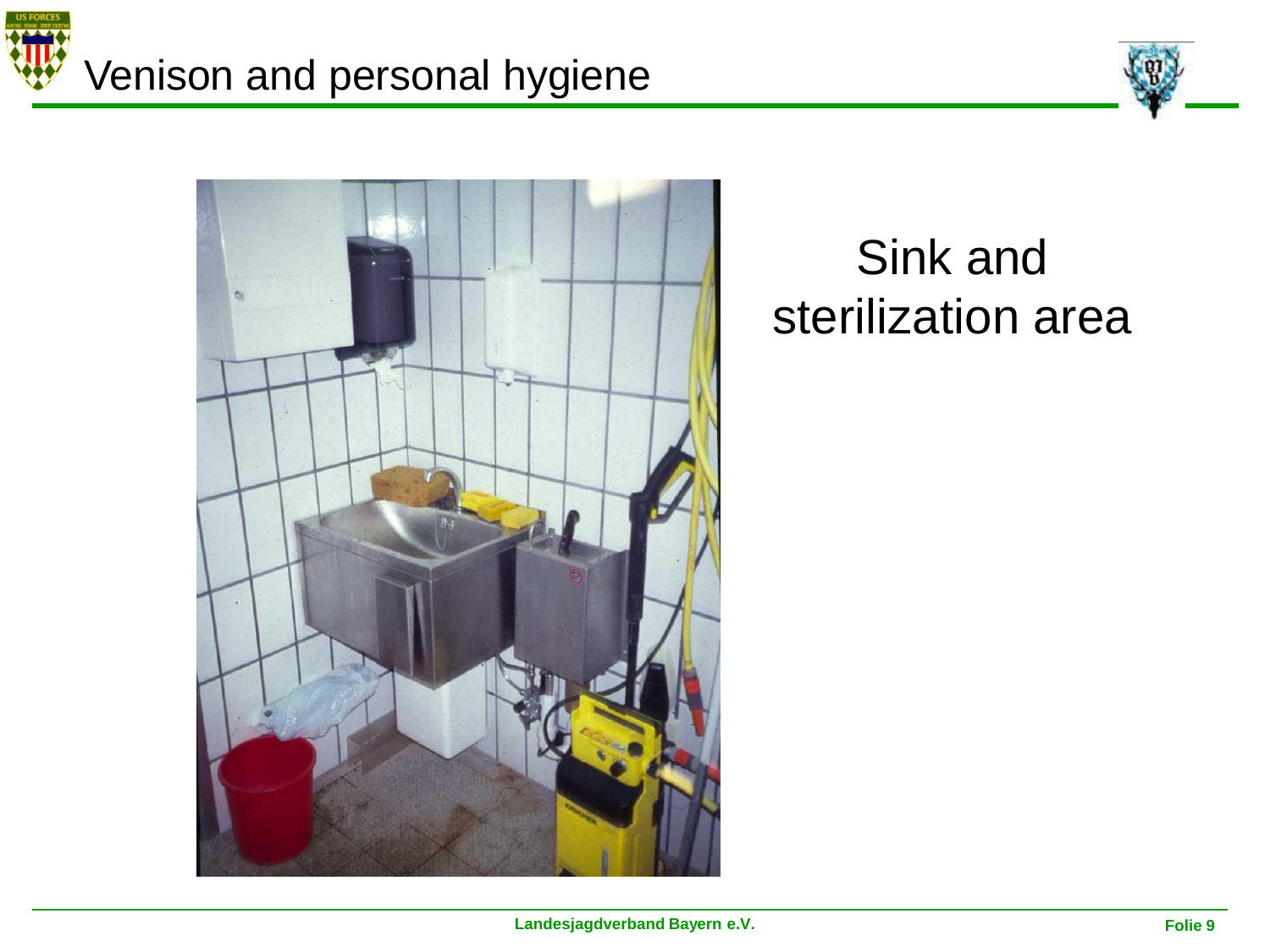# Venison and personal hygiene

Sink and sterilization area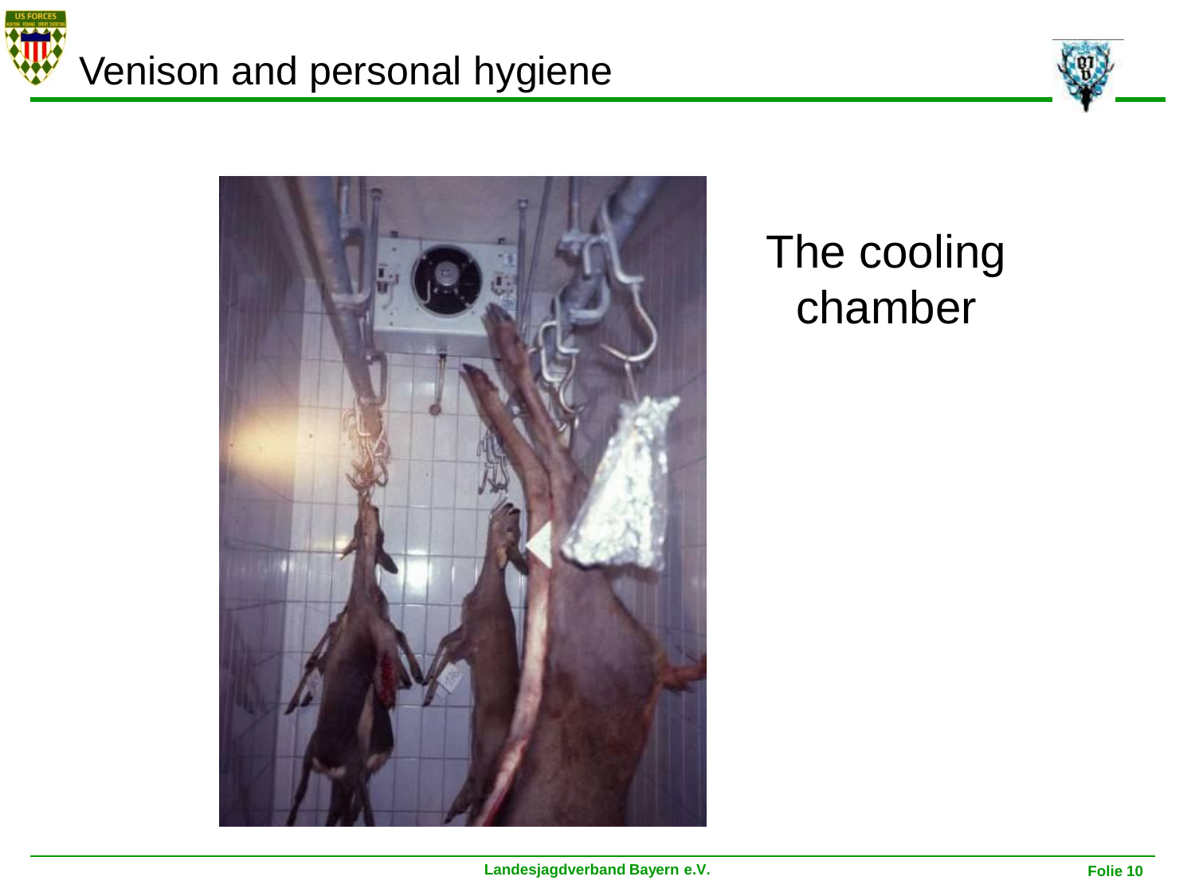# Venison and personal hygiene

The cooling chamber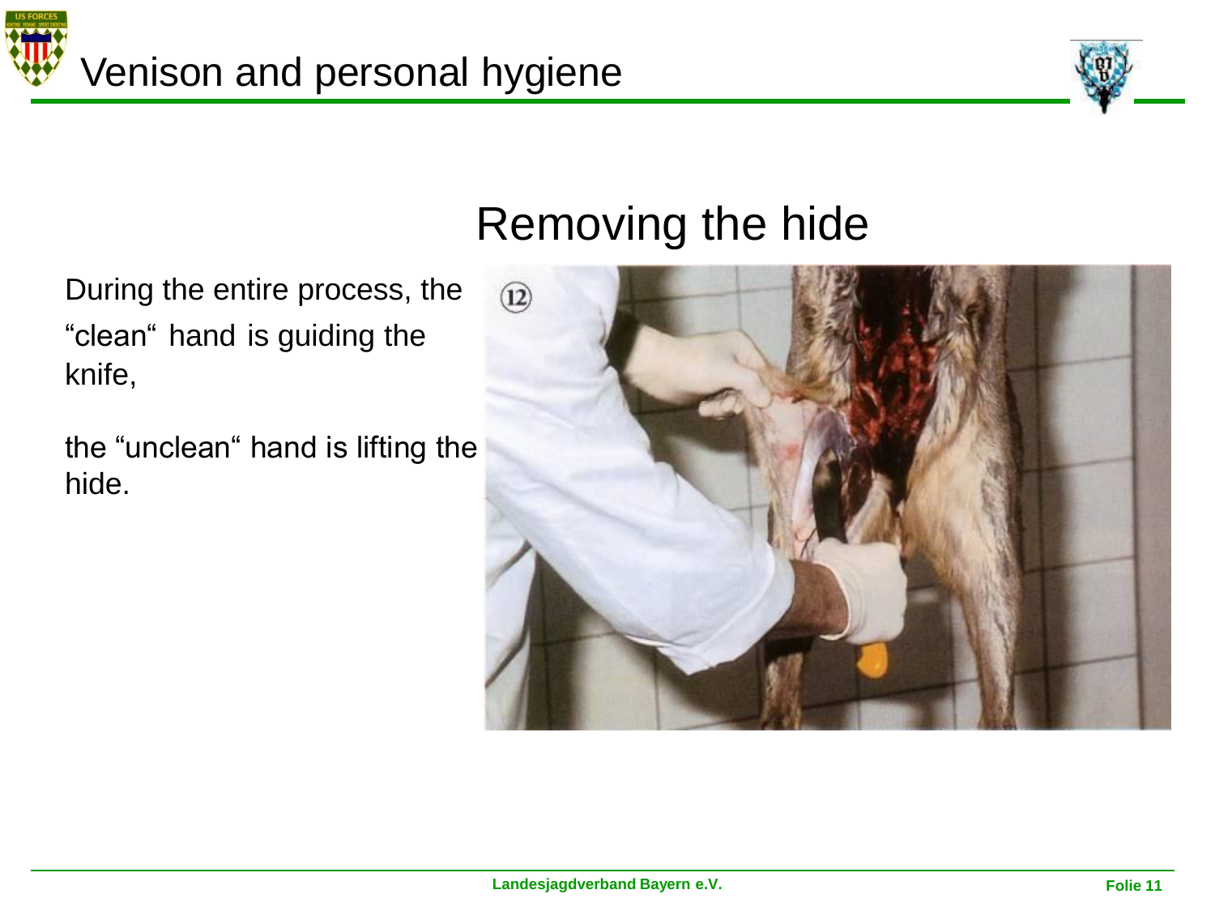# Venison and personal hygiene

## Removing the hide

During the entire process, the "clean" hand is guiding the knife,

the "unclean" hand is lifting the hide.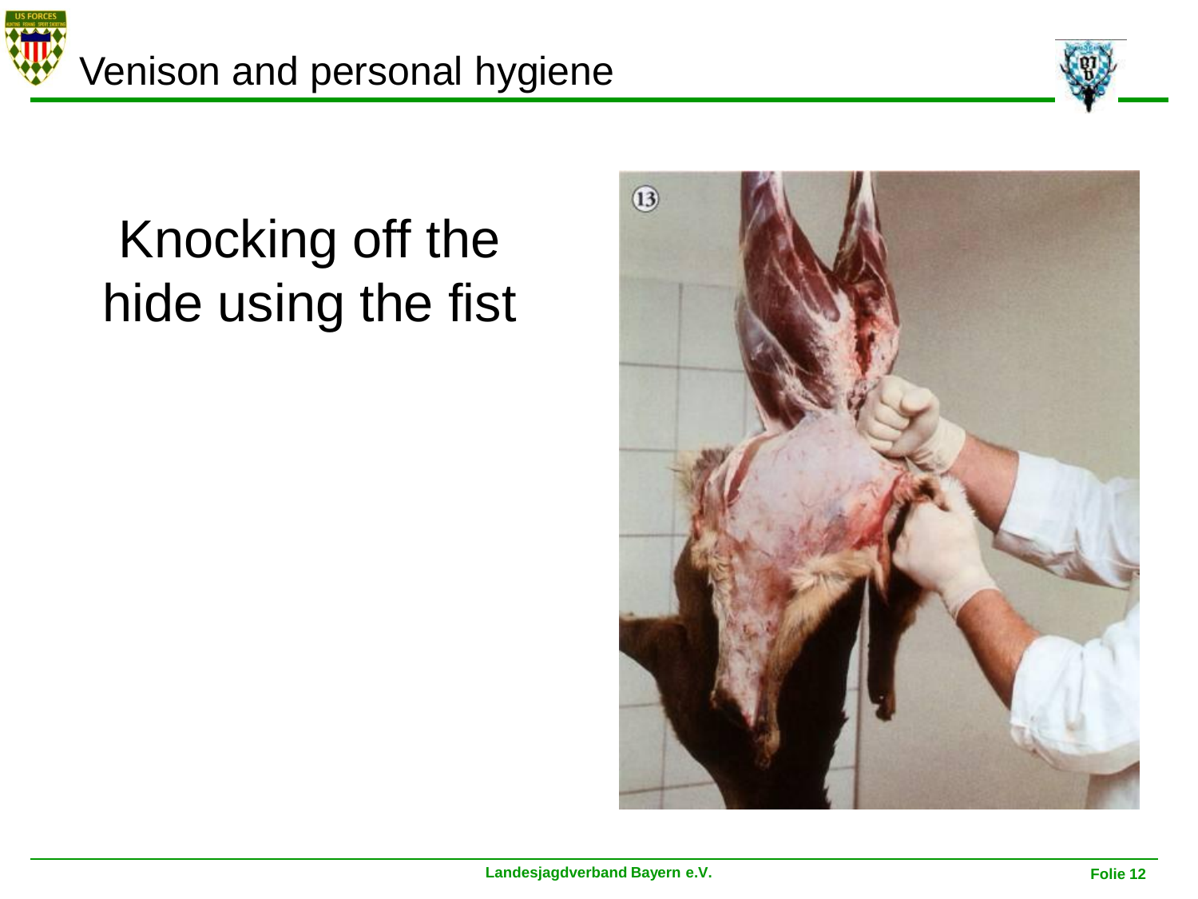# Venison and personal hygiene

Knocking off the hide using the fist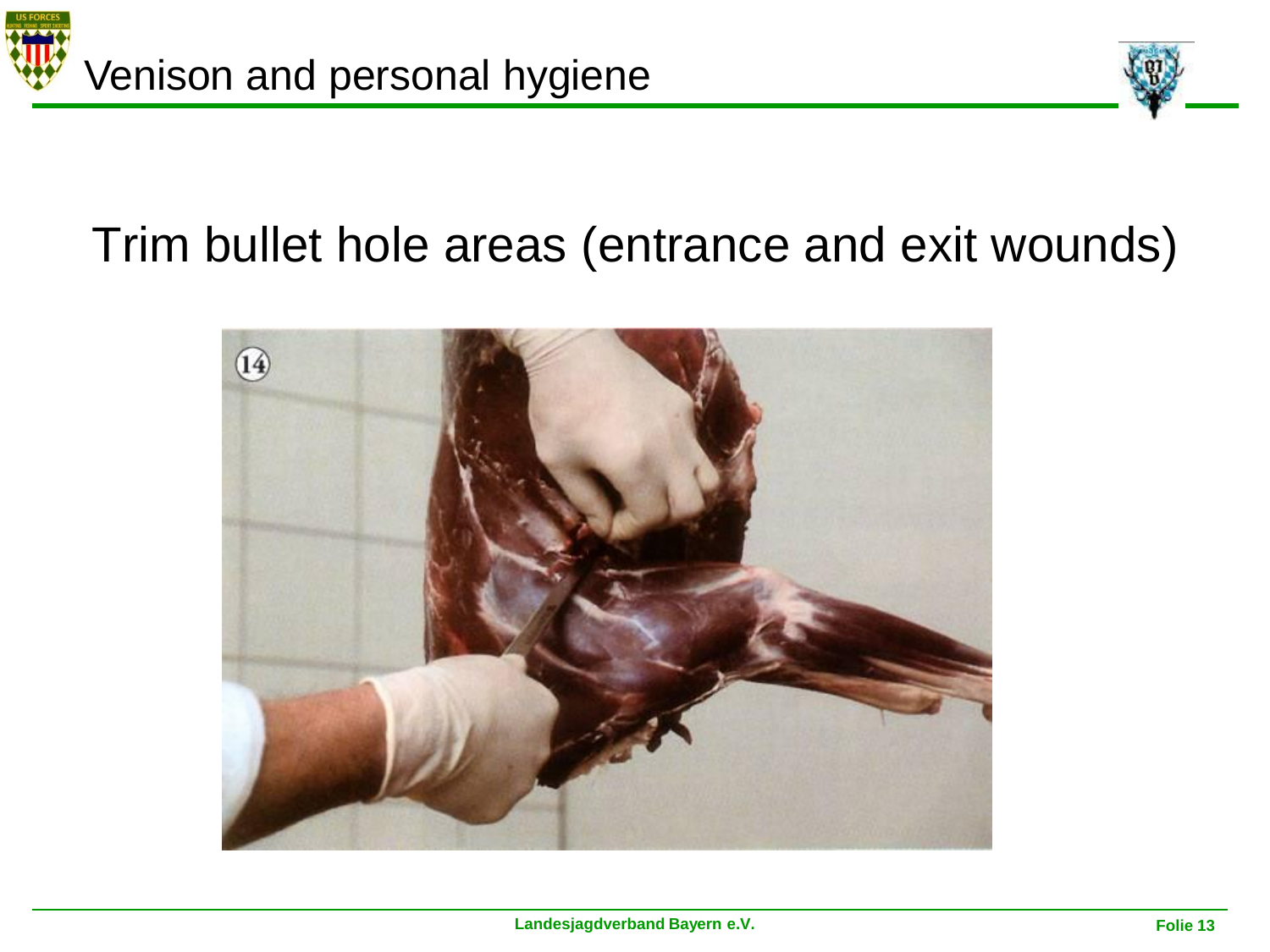# Venison and personal hygiene

## Trim bullet hole areas (entrance and exit wounds)